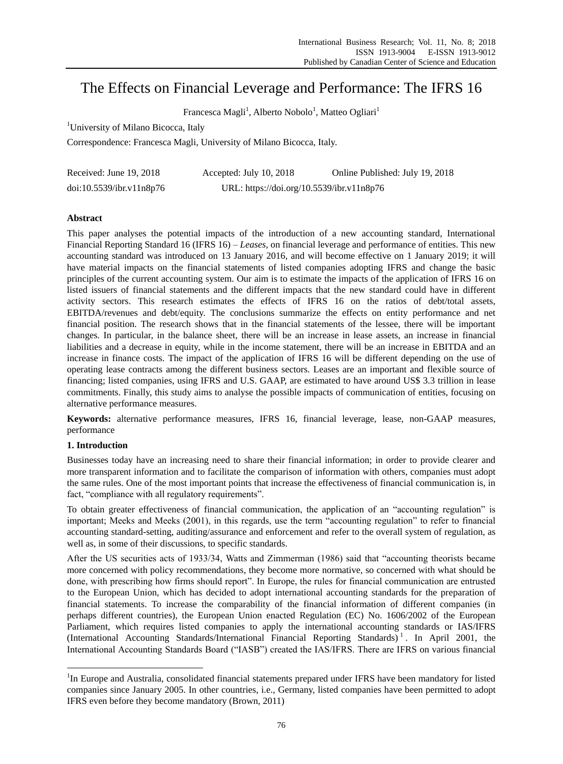# The Effects on Financial Leverage and Performance: The IFRS 16

Francesca Magli[1], Alberto Nobolo[1], Matteo Ogliari[1]

[1]University of Milano Bicocca, Italy

Correspondence: Francesca Magli, University of Milano Bicocca, Italy.

| Received: June 19, 2018 | Accepted: July 10, 2018 | Online Published: July 19, 2018 |
|---|---|---|
| doi:10.5539/ibr.v11n8p76 | URL: https://doi.org/10.5539/ibr.v11n8p76 | |

## Abstract

This paper analyses the potential impacts of the introduction of a new accounting standard, International Financial Reporting Standard 16 (IFRS 16) – *Leases*, on financial leverage and performance of entities. This new accounting standard was introduced on 13 January 2016, and will become effective on 1 January 2019; it will have material impacts on the financial statements of listed companies adopting IFRS and change the basic principles of the current accounting system. Our aim is to estimate the impacts of the application of IFRS 16 on listed issuers of financial statements and the different impacts that the new standard could have in different activity sectors. This research estimates the effects of IFRS 16 on the ratios of debt/total assets, EBITDA/revenues and debt/equity. The conclusions summarize the effects on entity performance and net financial position. The research shows that in the financial statements of the lessee, there will be important changes. In particular, in the balance sheet, there will be an increase in lease assets, an increase in financial liabilities and a decrease in equity, while in the income statement, there will be an increase in EBITDA and an increase in finance costs. The impact of the application of IFRS 16 will be different depending on the use of operating lease contracts among the different business sectors. Leases are an important and flexible source of financing; listed companies, using IFRS and U.S. GAAP, are estimated to have around US$ 3.3 trillion in lease commitments. Finally, this study aims to analyse the possible impacts of communication of entities, focusing on alternative performance measures.

**Keywords:** alternative performance measures, IFRS 16, financial leverage, lease, non-GAAP measures, performance

## 1. Introduction

Businesses today have an increasing need to share their financial information; in order to provide clearer and more transparent information and to facilitate the comparison of information with others, companies must adopt the same rules. One of the most important points that increase the effectiveness of financial communication is, in fact, "compliance with all regulatory requirements".

To obtain greater effectiveness of financial communication, the application of an "accounting regulation" is important; Meeks and Meeks (2001), in this regards, use the term "accounting regulation" to refer to financial accounting standard-setting, auditing/assurance and enforcement and refer to the overall system of regulation, as well as, in some of their discussions, to specific standards.

After the US securities acts of 1933/34, Watts and Zimmerman (1986) said that "accounting theorists became more concerned with policy recommendations, they become more normative, so concerned with what should be done, with prescribing how firms should report". In Europe, the rules for financial communication are entrusted to the European Union, which has decided to adopt international accounting standards for the preparation of financial statements. To increase the comparability of the financial information of different companies (in perhaps different countries), the European Union enacted Regulation (EC) No. 1606/2002 of the European Parliament, which requires listed companies to apply the international accounting standards or IAS/IFRS (International Accounting Standards/International Financial Reporting Standards)[1]. In April 2001, the International Accounting Standards Board ("IASB") created the IAS/IFRS. There are IFRS on various financial

[1]In Europe and Australia, consolidated financial statements prepared under IFRS have been mandatory for listed companies since January 2005. In other countries, i.e., Germany, listed companies have been permitted to adopt IFRS even before they become mandatory (Brown, 2011)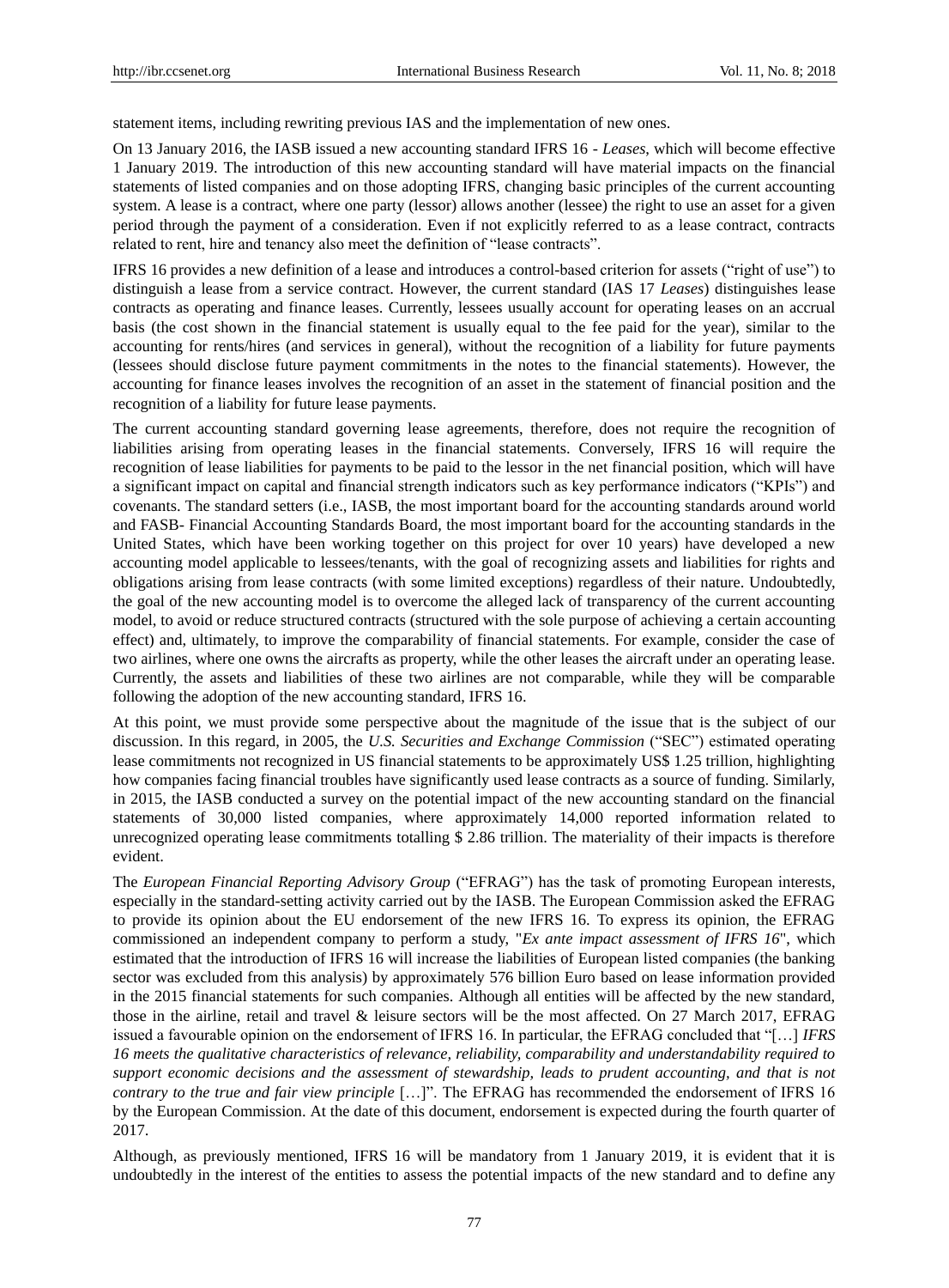statement items, including rewriting previous IAS and the implementation of new ones.

On 13 January 2016, the IASB issued a new accounting standard IFRS 16 - *Leases*, which will become effective 1 January 2019. The introduction of this new accounting standard will have material impacts on the financial statements of listed companies and on those adopting IFRS, changing basic principles of the current accounting system. A lease is a contract, where one party (lessor) allows another (lessee) the right to use an asset for a given period through the payment of a consideration. Even if not explicitly referred to as a lease contract, contracts related to rent, hire and tenancy also meet the definition of "lease contracts".

IFRS 16 provides a new definition of a lease and introduces a control-based criterion for assets ("right of use") to distinguish a lease from a service contract. However, the current standard (IAS 17 *Leases*) distinguishes lease contracts as operating and finance leases. Currently, lessees usually account for operating leases on an accrual basis (the cost shown in the financial statement is usually equal to the fee paid for the year), similar to the accounting for rents/hires (and services in general), without the recognition of a liability for future payments (lessees should disclose future payment commitments in the notes to the financial statements). However, the accounting for finance leases involves the recognition of an asset in the statement of financial position and the recognition of a liability for future lease payments.

The current accounting standard governing lease agreements, therefore, does not require the recognition of liabilities arising from operating leases in the financial statements. Conversely, IFRS 16 will require the recognition of lease liabilities for payments to be paid to the lessor in the net financial position, which will have a significant impact on capital and financial strength indicators such as key performance indicators ("KPIs") and covenants. The standard setters (i.e., IASB, the most important board for the accounting standards around world and FASB- Financial Accounting Standards Board, the most important board for the accounting standards in the United States, which have been working together on this project for over 10 years) have developed a new accounting model applicable to lessees/tenants, with the goal of recognizing assets and liabilities for rights and obligations arising from lease contracts (with some limited exceptions) regardless of their nature. Undoubtedly, the goal of the new accounting model is to overcome the alleged lack of transparency of the current accounting model, to avoid or reduce structured contracts (structured with the sole purpose of achieving a certain accounting effect) and, ultimately, to improve the comparability of financial statements. For example, consider the case of two airlines, where one owns the aircrafts as property, while the other leases the aircraft under an operating lease. Currently, the assets and liabilities of these two airlines are not comparable, while they will be comparable following the adoption of the new accounting standard, IFRS 16.

At this point, we must provide some perspective about the magnitude of the issue that is the subject of our discussion. In this regard, in 2005, the *U.S. Securities and Exchange Commission* ("SEC") estimated operating lease commitments not recognized in US financial statements to be approximately US$ 1.25 trillion, highlighting how companies facing financial troubles have significantly used lease contracts as a source of funding. Similarly, in 2015, the IASB conducted a survey on the potential impact of the new accounting standard on the financial statements of 30,000 listed companies, where approximately 14,000 reported information related to unrecognized operating lease commitments totalling $ 2.86 trillion. The materiality of their impacts is therefore evident.

The *European Financial Reporting Advisory Group* ("EFRAG") has the task of promoting European interests, especially in the standard-setting activity carried out by the IASB. The European Commission asked the EFRAG to provide its opinion about the EU endorsement of the new IFRS 16. To express its opinion, the EFRAG commissioned an independent company to perform a study, "*Ex ante impact assessment of IFRS 16*", which estimated that the introduction of IFRS 16 will increase the liabilities of European listed companies (the banking sector was excluded from this analysis) by approximately 576 billion Euro based on lease information provided in the 2015 financial statements for such companies. Although all entities will be affected by the new standard, those in the airline, retail and travel & leisure sectors will be the most affected. On 27 March 2017, EFRAG issued a favourable opinion on the endorsement of IFRS 16. In particular, the EFRAG concluded that "[…] *IFRS 16 meets the qualitative characteristics of relevance, reliability, comparability and understandability required to support economic decisions and the assessment of stewardship, leads to prudent accounting, and that is not contrary to the true and fair view principle* […]". The EFRAG has recommended the endorsement of IFRS 16 by the European Commission. At the date of this document, endorsement is expected during the fourth quarter of 2017.

Although, as previously mentioned, IFRS 16 will be mandatory from 1 January 2019, it is evident that it is undoubtedly in the interest of the entities to assess the potential impacts of the new standard and to define any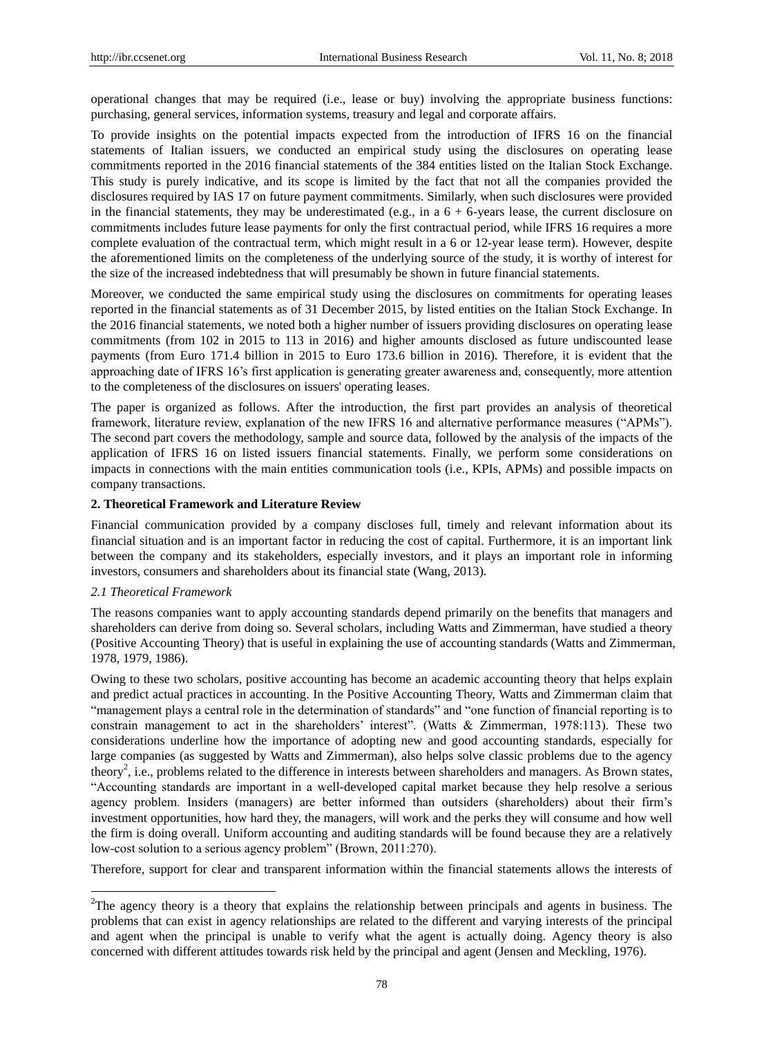operational changes that may be required (i.e., lease or buy) involving the appropriate business functions: purchasing, general services, information systems, treasury and legal and corporate affairs.

To provide insights on the potential impacts expected from the introduction of IFRS 16 on the financial statements of Italian issuers, we conducted an empirical study using the disclosures on operating lease commitments reported in the 2016 financial statements of the 384 entities listed on the Italian Stock Exchange. This study is purely indicative, and its scope is limited by the fact that not all the companies provided the disclosures required by IAS 17 on future payment commitments. Similarly, when such disclosures were provided in the financial statements, they may be underestimated (e.g., in a 6 + 6-years lease, the current disclosure on commitments includes future lease payments for only the first contractual period, while IFRS 16 requires a more complete evaluation of the contractual term, which might result in a 6 or 12-year lease term). However, despite the aforementioned limits on the completeness of the underlying source of the study, it is worthy of interest for the size of the increased indebtedness that will presumably be shown in future financial statements.

Moreover, we conducted the same empirical study using the disclosures on commitments for operating leases reported in the financial statements as of 31 December 2015, by listed entities on the Italian Stock Exchange. In the 2016 financial statements, we noted both a higher number of issuers providing disclosures on operating lease commitments (from 102 in 2015 to 113 in 2016) and higher amounts disclosed as future undiscounted lease payments (from Euro 171.4 billion in 2015 to Euro 173.6 billion in 2016). Therefore, it is evident that the approaching date of IFRS 16's first application is generating greater awareness and, consequently, more attention to the completeness of the disclosures on issuers' operating leases.

The paper is organized as follows. After the introduction, the first part provides an analysis of theoretical framework, literature review, explanation of the new IFRS 16 and alternative performance measures ("APMs"). The second part covers the methodology, sample and source data, followed by the analysis of the impacts of the application of IFRS 16 on listed issuers financial statements. Finally, we perform some considerations on impacts in connections with the main entities communication tools (i.e., KPIs, APMs) and possible impacts on company transactions.

## 2. Theoretical Framework and Literature Review

Financial communication provided by a company discloses full, timely and relevant information about its financial situation and is an important factor in reducing the cost of capital. Furthermore, it is an important link between the company and its stakeholders, especially investors, and it plays an important role in informing investors, consumers and shareholders about its financial state (Wang, 2013).

### *2.1 Theoretical Framework*

The reasons companies want to apply accounting standards depend primarily on the benefits that managers and shareholders can derive from doing so. Several scholars, including Watts and Zimmerman, have studied a theory (Positive Accounting Theory) that is useful in explaining the use of accounting standards (Watts and Zimmerman, 1978, 1979, 1986).

Owing to these two scholars, positive accounting has become an academic accounting theory that helps explain and predict actual practices in accounting. In the Positive Accounting Theory, Watts and Zimmerman claim that "management plays a central role in the determination of standards" and "one function of financial reporting is to constrain management to act in the shareholders' interest". (Watts & Zimmerman, 1978:113). These two considerations underline how the importance of adopting new and good accounting standards, especially for large companies (as suggested by Watts and Zimmerman), also helps solve classic problems due to the agency theory[2], i.e., problems related to the difference in interests between shareholders and managers. As Brown states, "Accounting standards are important in a well-developed capital market because they help resolve a serious agency problem. Insiders (managers) are better informed than outsiders (shareholders) about their firm's investment opportunities, how hard they, the managers, will work and the perks they will consume and how well the firm is doing overall. Uniform accounting and auditing standards will be found because they are a relatively low-cost solution to a serious agency problem" (Brown, 2011:270).

Therefore, support for clear and transparent information within the financial statements allows the interests of

[2]The agency theory is a theory that explains the relationship between principals and agents in business. The problems that can exist in agency relationships are related to the different and varying interests of the principal and agent when the principal is unable to verify what the agent is actually doing. Agency theory is also concerned with different attitudes towards risk held by the principal and agent (Jensen and Meckling, 1976).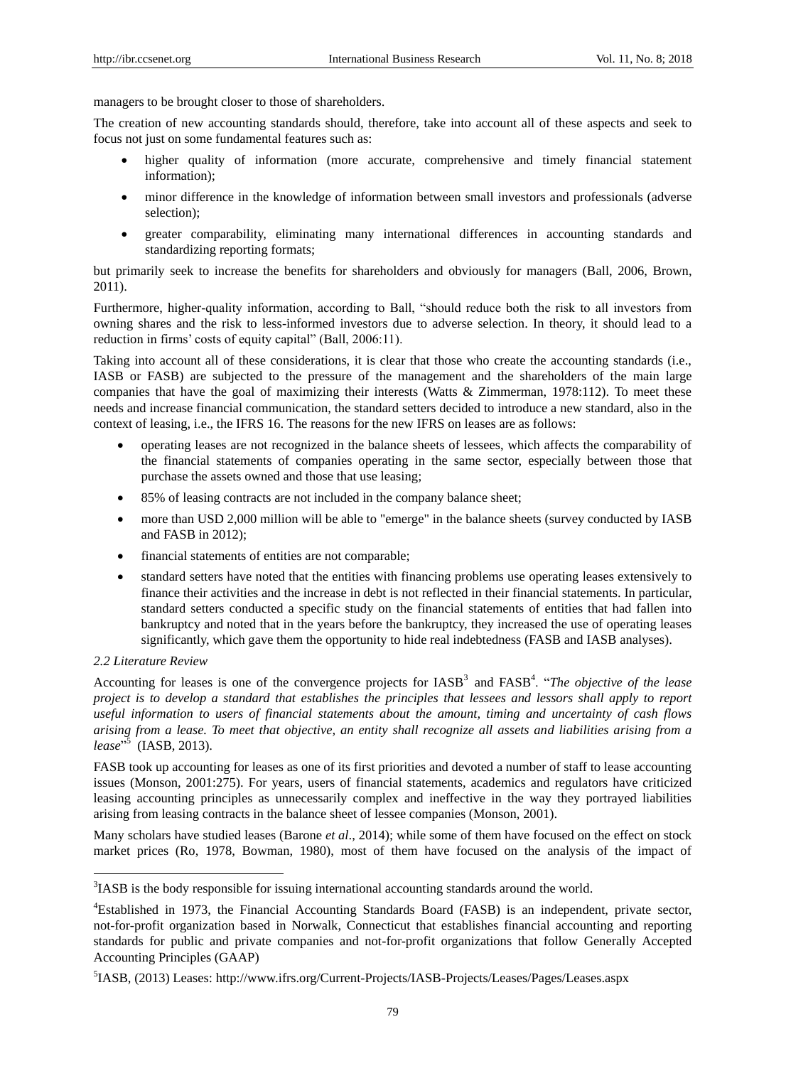managers to be brought closer to those of shareholders.

The creation of new accounting standards should, therefore, take into account all of these aspects and seek to focus not just on some fundamental features such as:

- higher quality of information (more accurate, comprehensive and timely financial statement information);
- minor difference in the knowledge of information between small investors and professionals (adverse selection);
- greater comparability, eliminating many international differences in accounting standards and standardizing reporting formats;

but primarily seek to increase the benefits for shareholders and obviously for managers (Ball, 2006, Brown, 2011).

Furthermore, higher-quality information, according to Ball, "should reduce both the risk to all investors from owning shares and the risk to less-informed investors due to adverse selection. In theory, it should lead to a reduction in firms' costs of equity capital" (Ball, 2006:11).

Taking into account all of these considerations, it is clear that those who create the accounting standards (i.e., IASB or FASB) are subjected to the pressure of the management and the shareholders of the main large companies that have the goal of maximizing their interests (Watts & Zimmerman, 1978:112). To meet these needs and increase financial communication, the standard setters decided to introduce a new standard, also in the context of leasing, i.e., the IFRS 16. The reasons for the new IFRS on leases are as follows:

- operating leases are not recognized in the balance sheets of lessees, which affects the comparability of the financial statements of companies operating in the same sector, especially between those that purchase the assets owned and those that use leasing;
- 85% of leasing contracts are not included in the company balance sheet;
- more than USD 2,000 million will be able to "emerge" in the balance sheets (survey conducted by IASB and FASB in 2012);
- financial statements of entities are not comparable;
- standard setters have noted that the entities with financing problems use operating leases extensively to finance their activities and the increase in debt is not reflected in their financial statements. In particular, standard setters conducted a specific study on the financial statements of entities that had fallen into bankruptcy and noted that in the years before the bankruptcy, they increased the use of operating leases significantly, which gave them the opportunity to hide real indebtedness (FASB and IASB analyses).

### *2.2 Literature Review*

Accounting for leases is one of the convergence projects for IASB[3] and FASB[4]. "*The objective of the lease project is to develop a standard that establishes the principles that lessees and lessors shall apply to report useful information to users of financial statements about the amount, timing and uncertainty of cash flows arising from a lease. To meet that objective, an entity shall recognize all assets and liabilities arising from a lease*"[5] (IASB, 2013).

FASB took up accounting for leases as one of its first priorities and devoted a number of staff to lease accounting issues (Monson, 2001:275). For years, users of financial statements, academics and regulators have criticized leasing accounting principles as unnecessarily complex and ineffective in the way they portrayed liabilities arising from leasing contracts in the balance sheet of lessee companies (Monson, 2001).

Many scholars have studied leases (Barone *et al*., 2014); while some of them have focused on the effect on stock market prices (Ro, 1978, Bowman, 1980), most of them have focused on the analysis of the impact of

---

[3]IASB is the body responsible for issuing international accounting standards around the world.

[4]Established in 1973, the Financial Accounting Standards Board (FASB) is an independent, private sector, not-for-profit organization based in Norwalk, Connecticut that establishes financial accounting and reporting standards for public and private companies and not-for-profit organizations that follow Generally Accepted Accounting Principles (GAAP)

[5]IASB, (2013) Leases: http://www.ifrs.org/Current-Projects/IASB-Projects/Leases/Pages/Leases.aspx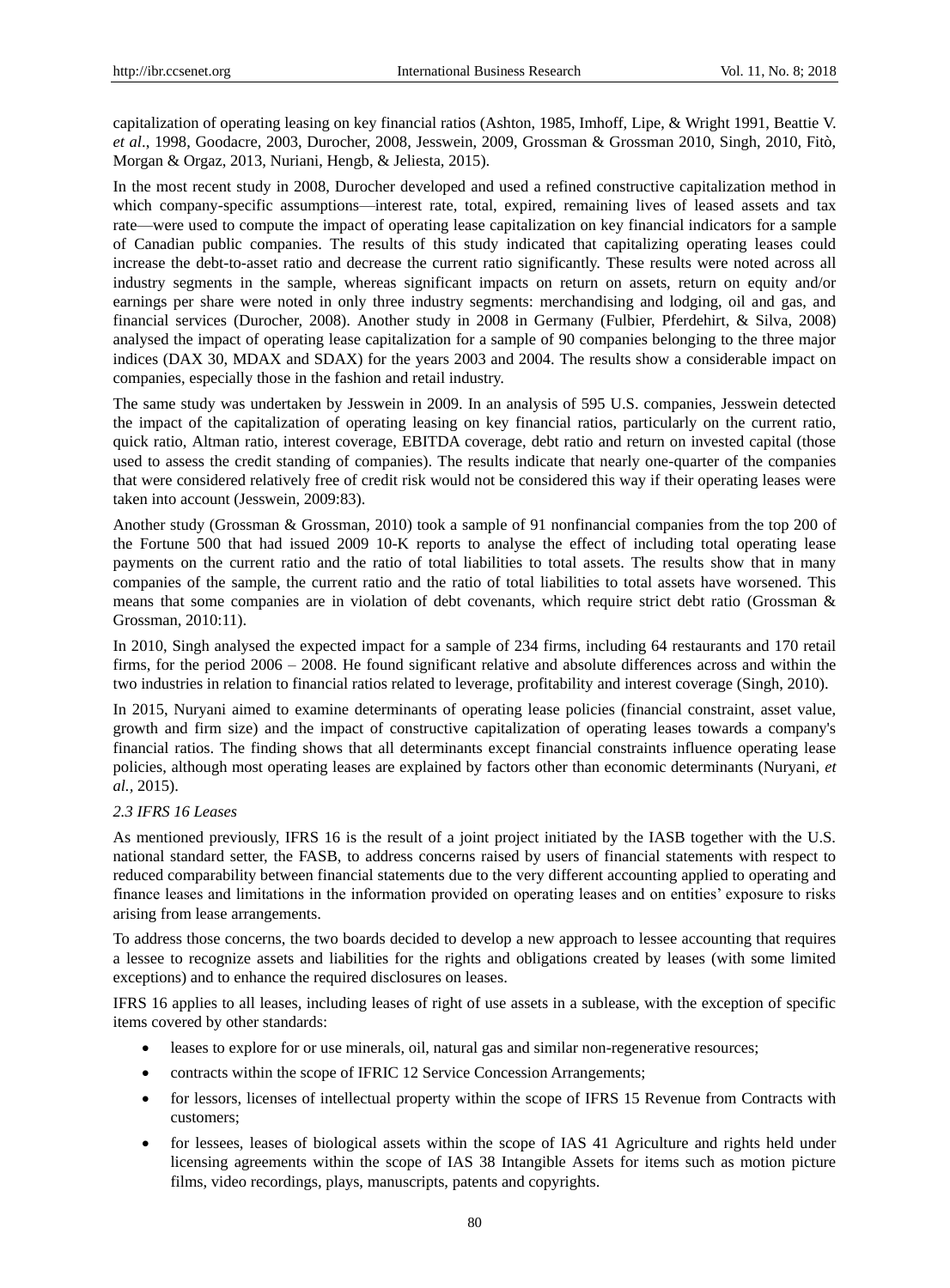capitalization of operating leasing on key financial ratios (Ashton, 1985, Imhoff, Lipe, & Wright 1991, Beattie V. *et al*., 1998, Goodacre, 2003, Durocher, 2008, Jesswein, 2009, Grossman & Grossman 2010, Singh, 2010, Fitò, Morgan & Orgaz, 2013, Nuriani, Hengb, & Jeliesta, 2015).

In the most recent study in 2008, Durocher developed and used a refined constructive capitalization method in which company-specific assumptions—interest rate, total, expired, remaining lives of leased assets and tax rate—were used to compute the impact of operating lease capitalization on key financial indicators for a sample of Canadian public companies. The results of this study indicated that capitalizing operating leases could increase the debt-to-asset ratio and decrease the current ratio significantly. These results were noted across all industry segments in the sample, whereas significant impacts on return on assets, return on equity and/or earnings per share were noted in only three industry segments: merchandising and lodging, oil and gas, and financial services (Durocher, 2008). Another study in 2008 in Germany (Fulbier, Pferdehirt, & Silva, 2008) analysed the impact of operating lease capitalization for a sample of 90 companies belonging to the three major indices (DAX 30, MDAX and SDAX) for the years 2003 and 2004. The results show a considerable impact on companies, especially those in the fashion and retail industry.

The same study was undertaken by Jesswein in 2009. In an analysis of 595 U.S. companies, Jesswein detected the impact of the capitalization of operating leasing on key financial ratios, particularly on the current ratio, quick ratio, Altman ratio, interest coverage, EBITDA coverage, debt ratio and return on invested capital (those used to assess the credit standing of companies). The results indicate that nearly one-quarter of the companies that were considered relatively free of credit risk would not be considered this way if their operating leases were taken into account (Jesswein, 2009:83).

Another study (Grossman & Grossman, 2010) took a sample of 91 nonfinancial companies from the top 200 of the Fortune 500 that had issued 2009 10-K reports to analyse the effect of including total operating lease payments on the current ratio and the ratio of total liabilities to total assets. The results show that in many companies of the sample, the current ratio and the ratio of total liabilities to total assets have worsened. This means that some companies are in violation of debt covenants, which require strict debt ratio (Grossman & Grossman, 2010:11).

In 2010, Singh analysed the expected impact for a sample of 234 firms, including 64 restaurants and 170 retail firms, for the period 2006 – 2008. He found significant relative and absolute differences across and within the two industries in relation to financial ratios related to leverage, profitability and interest coverage (Singh, 2010).

In 2015, Nuryani aimed to examine determinants of operating lease policies (financial constraint, asset value, growth and firm size) and the impact of constructive capitalization of operating leases towards a company's financial ratios. The finding shows that all determinants except financial constraints influence operating lease policies, although most operating leases are explained by factors other than economic determinants (Nuryani, *et al.*, 2015).

### *2.3 IFRS 16 Leases*

As mentioned previously, IFRS 16 is the result of a joint project initiated by the IASB together with the U.S. national standard setter, the FASB, to address concerns raised by users of financial statements with respect to reduced comparability between financial statements due to the very different accounting applied to operating and finance leases and limitations in the information provided on operating leases and on entities' exposure to risks arising from lease arrangements.

To address those concerns, the two boards decided to develop a new approach to lessee accounting that requires a lessee to recognize assets and liabilities for the rights and obligations created by leases (with some limited exceptions) and to enhance the required disclosures on leases.

IFRS 16 applies to all leases, including leases of right of use assets in a sublease, with the exception of specific items covered by other standards:

- leases to explore for or use minerals, oil, natural gas and similar non-regenerative resources;
- contracts within the scope of IFRIC 12 Service Concession Arrangements;
- for lessors, licenses of intellectual property within the scope of IFRS 15 Revenue from Contracts with customers;
- for lessees, leases of biological assets within the scope of IAS 41 Agriculture and rights held under licensing agreements within the scope of IAS 38 Intangible Assets for items such as motion picture films, video recordings, plays, manuscripts, patents and copyrights.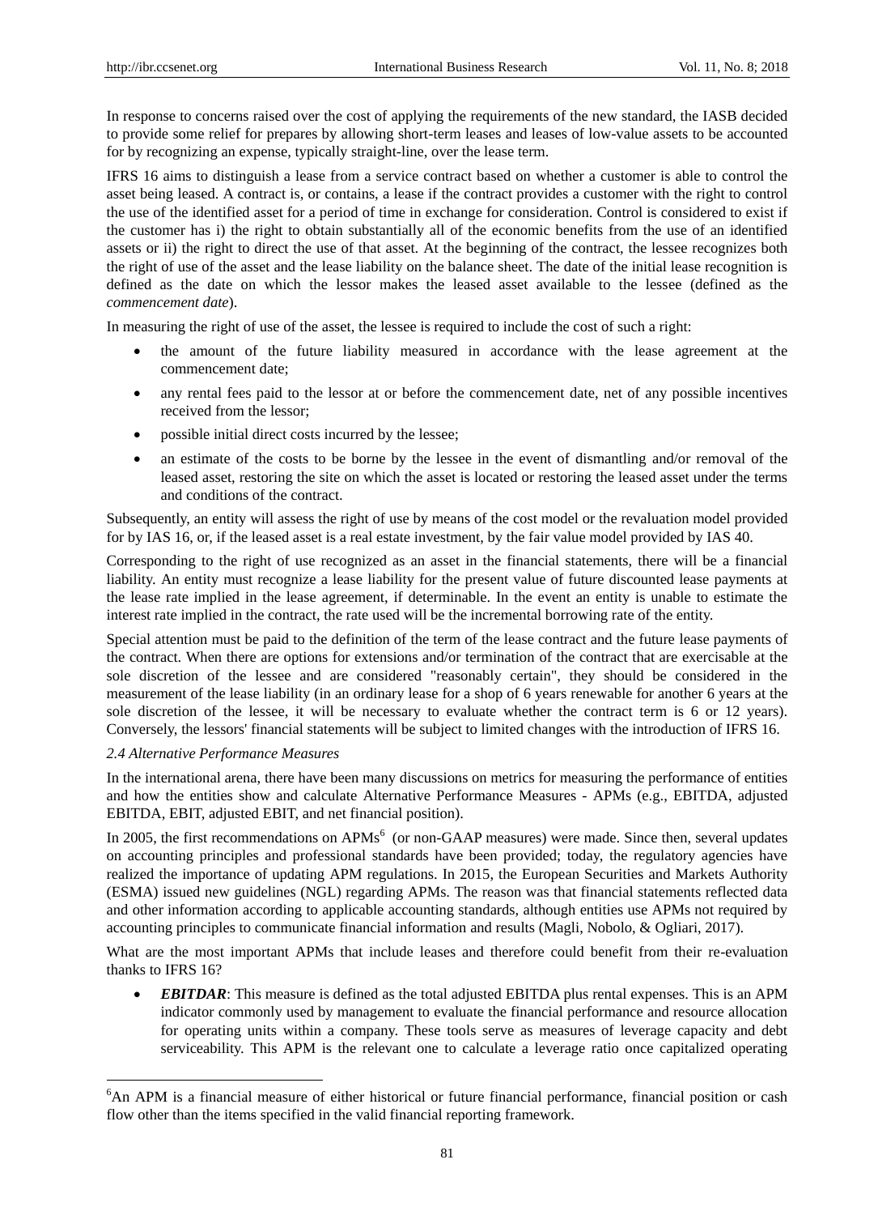In response to concerns raised over the cost of applying the requirements of the new standard, the IASB decided to provide some relief for prepares by allowing short-term leases and leases of low-value assets to be accounted for by recognizing an expense, typically straight-line, over the lease term.

IFRS 16 aims to distinguish a lease from a service contract based on whether a customer is able to control the asset being leased. A contract is, or contains, a lease if the contract provides a customer with the right to control the use of the identified asset for a period of time in exchange for consideration. Control is considered to exist if the customer has i) the right to obtain substantially all of the economic benefits from the use of an identified assets or ii) the right to direct the use of that asset. At the beginning of the contract, the lessee recognizes both the right of use of the asset and the lease liability on the balance sheet. The date of the initial lease recognition is defined as the date on which the lessor makes the leased asset available to the lessee (defined as the *commencement date*).

In measuring the right of use of the asset, the lessee is required to include the cost of such a right:

- the amount of the future liability measured in accordance with the lease agreement at the commencement date;
- any rental fees paid to the lessor at or before the commencement date, net of any possible incentives received from the lessor;
- possible initial direct costs incurred by the lessee;
- an estimate of the costs to be borne by the lessee in the event of dismantling and/or removal of the leased asset, restoring the site on which the asset is located or restoring the leased asset under the terms and conditions of the contract.

Subsequently, an entity will assess the right of use by means of the cost model or the revaluation model provided for by IAS 16, or, if the leased asset is a real estate investment, by the fair value model provided by IAS 40.

Corresponding to the right of use recognized as an asset in the financial statements, there will be a financial liability. An entity must recognize a lease liability for the present value of future discounted lease payments at the lease rate implied in the lease agreement, if determinable. In the event an entity is unable to estimate the interest rate implied in the contract, the rate used will be the incremental borrowing rate of the entity.

Special attention must be paid to the definition of the term of the lease contract and the future lease payments of the contract. When there are options for extensions and/or termination of the contract that are exercisable at the sole discretion of the lessee and are considered "reasonably certain", they should be considered in the measurement of the lease liability (in an ordinary lease for a shop of 6 years renewable for another 6 years at the sole discretion of the lessee, it will be necessary to evaluate whether the contract term is 6 or 12 years). Conversely, the lessors' financial statements will be subject to limited changes with the introduction of IFRS 16.

### *2.4 Alternative Performance Measures*

In the international arena, there have been many discussions on metrics for measuring the performance of entities and how the entities show and calculate Alternative Performance Measures - APMs (e.g., EBITDA, adjusted EBITDA, EBIT, adjusted EBIT, and net financial position).

In 2005, the first recommendations on APMs[6] (or non-GAAP measures) were made. Since then, several updates on accounting principles and professional standards have been provided; today, the regulatory agencies have realized the importance of updating APM regulations. In 2015, the European Securities and Markets Authority (ESMA) issued new guidelines (NGL) regarding APMs. The reason was that financial statements reflected data and other information according to applicable accounting standards, although entities use APMs not required by accounting principles to communicate financial information and results (Magli, Nobolo, & Ogliari, 2017).

What are the most important APMs that include leases and therefore could benefit from their re-evaluation thanks to IFRS 16?

- ***EBITDAR***: This measure is defined as the total adjusted EBITDA plus rental expenses. This is an APM indicator commonly used by management to evaluate the financial performance and resource allocation for operating units within a company. These tools serve as measures of leverage capacity and debt serviceability. This APM is the relevant one to calculate a leverage ratio once capitalized operating

[6] An APM is a financial measure of either historical or future financial performance, financial position or cash flow other than the items specified in the valid financial reporting framework.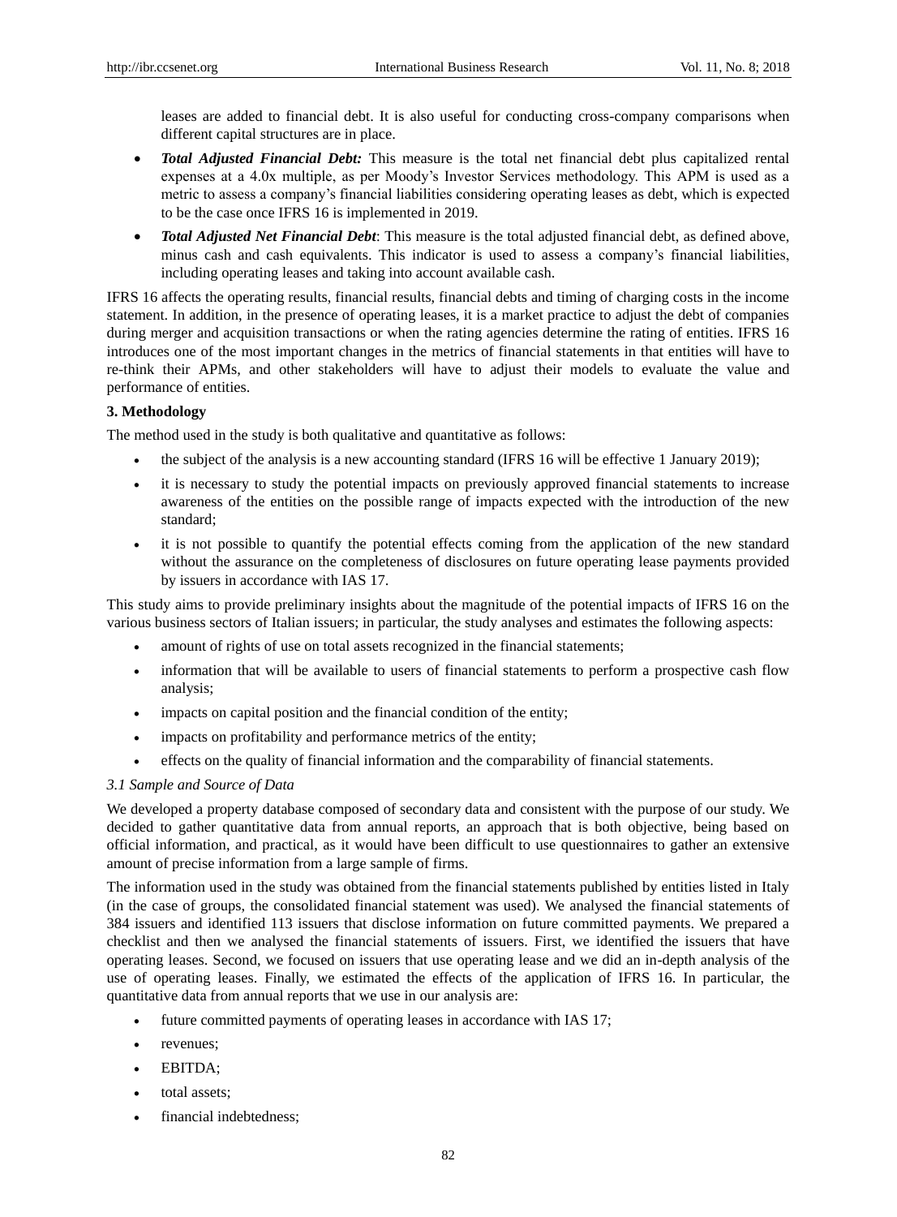leases are added to financial debt. It is also useful for conducting cross-company comparisons when different capital structures are in place.

- ***Total Adjusted Financial Debt:*** This measure is the total net financial debt plus capitalized rental expenses at a 4.0x multiple, as per Moody's Investor Services methodology. This APM is used as a metric to assess a company's financial liabilities considering operating leases as debt, which is expected to be the case once IFRS 16 is implemented in 2019.
- ***Total Adjusted Net Financial Debt***: This measure is the total adjusted financial debt, as defined above, minus cash and cash equivalents. This indicator is used to assess a company's financial liabilities, including operating leases and taking into account available cash.

IFRS 16 affects the operating results, financial results, financial debts and timing of charging costs in the income statement. In addition, in the presence of operating leases, it is a market practice to adjust the debt of companies during merger and acquisition transactions or when the rating agencies determine the rating of entities. IFRS 16 introduces one of the most important changes in the metrics of financial statements in that entities will have to re-think their APMs, and other stakeholders will have to adjust their models to evaluate the value and performance of entities.

## 3. Methodology

The method used in the study is both qualitative and quantitative as follows:

- the subject of the analysis is a new accounting standard (IFRS 16 will be effective 1 January 2019);
- it is necessary to study the potential impacts on previously approved financial statements to increase awareness of the entities on the possible range of impacts expected with the introduction of the new standard;
- it is not possible to quantify the potential effects coming from the application of the new standard without the assurance on the completeness of disclosures on future operating lease payments provided by issuers in accordance with IAS 17.

This study aims to provide preliminary insights about the magnitude of the potential impacts of IFRS 16 on the various business sectors of Italian issuers; in particular, the study analyses and estimates the following aspects:

- amount of rights of use on total assets recognized in the financial statements;
- information that will be available to users of financial statements to perform a prospective cash flow analysis;
- impacts on capital position and the financial condition of the entity;
- impacts on profitability and performance metrics of the entity;
- effects on the quality of financial information and the comparability of financial statements.

### *3.1 Sample and Source of Data*

We developed a property database composed of secondary data and consistent with the purpose of our study. We decided to gather quantitative data from annual reports, an approach that is both objective, being based on official information, and practical, as it would have been difficult to use questionnaires to gather an extensive amount of precise information from a large sample of firms.

The information used in the study was obtained from the financial statements published by entities listed in Italy (in the case of groups, the consolidated financial statement was used). We analysed the financial statements of 384 issuers and identified 113 issuers that disclose information on future committed payments. We prepared a checklist and then we analysed the financial statements of issuers. First, we identified the issuers that have operating leases. Second, we focused on issuers that use operating lease and we did an in-depth analysis of the use of operating leases. Finally, we estimated the effects of the application of IFRS 16. In particular, the quantitative data from annual reports that we use in our analysis are:

- future committed payments of operating leases in accordance with IAS 17;
- revenues;
- EBITDA;
- total assets;
- financial indebtedness;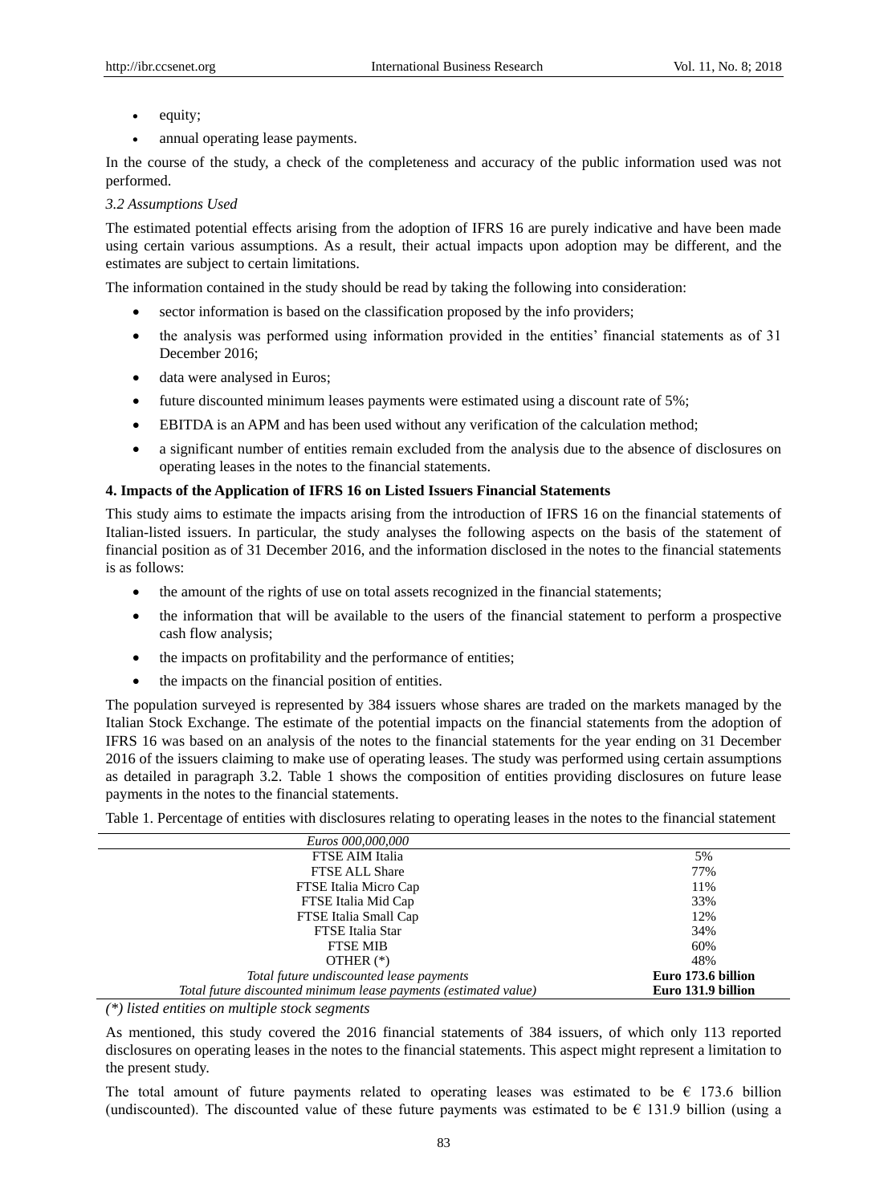- equity;
- annual operating lease payments.

In the course of the study, a check of the completeness and accuracy of the public information used was not performed.

*3.2 Assumptions Used*

The estimated potential effects arising from the adoption of IFRS 16 are purely indicative and have been made using certain various assumptions. As a result, their actual impacts upon adoption may be different, and the estimates are subject to certain limitations.

The information contained in the study should be read by taking the following into consideration:

- sector information is based on the classification proposed by the info providers;
- the analysis was performed using information provided in the entities' financial statements as of 31 December 2016;
- data were analysed in Euros;
- future discounted minimum leases payments were estimated using a discount rate of 5%;
- EBITDA is an APM and has been used without any verification of the calculation method;
- a significant number of entities remain excluded from the analysis due to the absence of disclosures on operating leases in the notes to the financial statements.

**4. Impacts of the Application of IFRS 16 on Listed Issuers Financial Statements**

This study aims to estimate the impacts arising from the introduction of IFRS 16 on the financial statements of Italian-listed issuers. In particular, the study analyses the following aspects on the basis of the statement of financial position as of 31 December 2016, and the information disclosed in the notes to the financial statements is as follows:

- the amount of the rights of use on total assets recognized in the financial statements;
- the information that will be available to the users of the financial statement to perform a prospective cash flow analysis;
- the impacts on profitability and the performance of entities;
- the impacts on the financial position of entities.

The population surveyed is represented by 384 issuers whose shares are traded on the markets managed by the Italian Stock Exchange. The estimate of the potential impacts on the financial statements from the adoption of IFRS 16 was based on an analysis of the notes to the financial statements for the year ending on 31 December 2016 of the issuers claiming to make use of operating leases. The study was performed using certain assumptions as detailed in paragraph 3.2. Table 1 shows the composition of entities providing disclosures on future lease payments in the notes to the financial statements.

Table 1. Percentage of entities with disclosures relating to operating leases in the notes to the financial statement

| *Euros 000,000,000* | |
|---|---|
| FTSE AIM Italia | 5% |
| FTSE ALL Share | 77% |
| FTSE Italia Micro Cap | 11% |
| FTSE Italia Mid Cap | 33% |
| FTSE Italia Small Cap | 12% |
| FTSE Italia Star | 34% |
| FTSE MIB | 60% |
| OTHER (*) | 48% |
| *Total future undiscounted lease payments* | **Euro 173.6 billion** |
| *Total future discounted minimum lease payments (estimated value)* | **Euro 131.9 billion** |

*(*) listed entities on multiple stock segments*

As mentioned, this study covered the 2016 financial statements of 384 issuers, of which only 113 reported disclosures on operating leases in the notes to the financial statements. This aspect might represent a limitation to the present study.

The total amount of future payments related to operating leases was estimated to be € 173.6 billion (undiscounted). The discounted value of these future payments was estimated to be € 131.9 billion (using a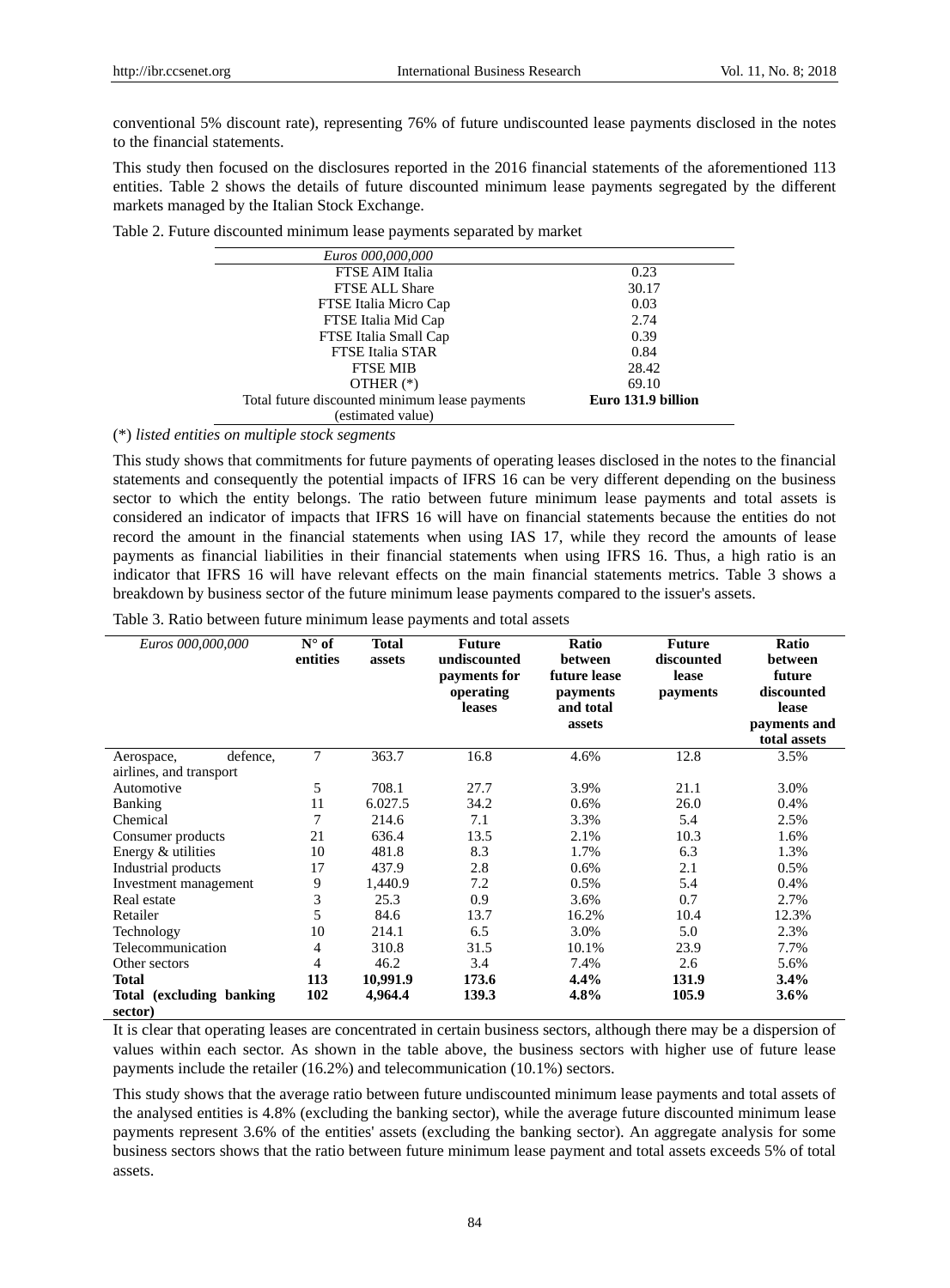conventional 5% discount rate), representing 76% of future undiscounted lease payments disclosed in the notes to the financial statements.

This study then focused on the disclosures reported in the 2016 financial statements of the aforementioned 113 entities. Table 2 shows the details of future discounted minimum lease payments segregated by the different markets managed by the Italian Stock Exchange.

Table 2. Future discounted minimum lease payments separated by market

| *Euros 000,000,000* | |
|---|---|
| FTSE AIM Italia | 0.23 |
| FTSE ALL Share | 30.17 |
| FTSE Italia Micro Cap | 0.03 |
| FTSE Italia Mid Cap | 2.74 |
| FTSE Italia Small Cap | 0.39 |
| FTSE Italia STAR | 0.84 |
| FTSE MIB | 28.42 |
| OTHER (*) | 69.10 |
| Total future discounted minimum lease payments (estimated value) | **Euro 131.9 billion** |

(*) *listed entities on multiple stock segments*

This study shows that commitments for future payments of operating leases disclosed in the notes to the financial statements and consequently the potential impacts of IFRS 16 can be very different depending on the business sector to which the entity belongs. The ratio between future minimum lease payments and total assets is considered an indicator of impacts that IFRS 16 will have on financial statements because the entities do not record the amount in the financial statements when using IAS 17, while they record the amounts of lease payments as financial liabilities in their financial statements when using IFRS 16. Thus, a high ratio is an indicator that IFRS 16 will have relevant effects on the main financial statements metrics. Table 3 shows a breakdown by business sector of the future minimum lease payments compared to the issuer's assets.

Table 3. Ratio between future minimum lease payments and total assets

| *Euros 000,000,000* | **N° of entities** | **Total assets** | **Future undiscounted payments for operating leases** | **Ratio between future lease payments and total assets** | **Future discounted lease payments** | **Ratio between future discounted lease payments and total assets** |
|---|---|---|---|---|---|---|
| Aerospace, defence, airlines, and transport | 7 | 363.7 | 16.8 | 4.6% | 12.8 | 3.5% |
| Automotive | 5 | 708.1 | 27.7 | 3.9% | 21.1 | 3.0% |
| Banking | 11 | 6.027.5 | 34.2 | 0.6% | 26.0 | 0.4% |
| Chemical | 7 | 214.6 | 7.1 | 3.3% | 5.4 | 2.5% |
| Consumer products | 21 | 636.4 | 13.5 | 2.1% | 10.3 | 1.6% |
| Energy & utilities | 10 | 481.8 | 8.3 | 1.7% | 6.3 | 1.3% |
| Industrial products | 17 | 437.9 | 2.8 | 0.6% | 2.1 | 0.5% |
| Investment management | 9 | 1,440.9 | 7.2 | 0.5% | 5.4 | 0.4% |
| Real estate | 3 | 25.3 | 0.9 | 3.6% | 0.7 | 2.7% |
| Retailer | 5 | 84.6 | 13.7 | 16.2% | 10.4 | 12.3% |
| Technology | 10 | 214.1 | 6.5 | 3.0% | 5.0 | 2.3% |
| Telecommunication | 4 | 310.8 | 31.5 | 10.1% | 23.9 | 7.7% |
| Other sectors | 4 | 46.2 | 3.4 | 7.4% | 2.6 | 5.6% |
| **Total** | **113** | **10,991.9** | **173.6** | **4.4%** | **131.9** | **3.4%** |
| **Total (excluding banking sector)** | **102** | **4,964.4** | **139.3** | **4.8%** | **105.9** | **3.6%** |

It is clear that operating leases are concentrated in certain business sectors, although there may be a dispersion of values within each sector. As shown in the table above, the business sectors with higher use of future lease payments include the retailer (16.2%) and telecommunication (10.1%) sectors.

This study shows that the average ratio between future undiscounted minimum lease payments and total assets of the analysed entities is 4.8% (excluding the banking sector), while the average future discounted minimum lease payments represent 3.6% of the entities' assets (excluding the banking sector). An aggregate analysis for some business sectors shows that the ratio between future minimum lease payment and total assets exceeds 5% of total assets.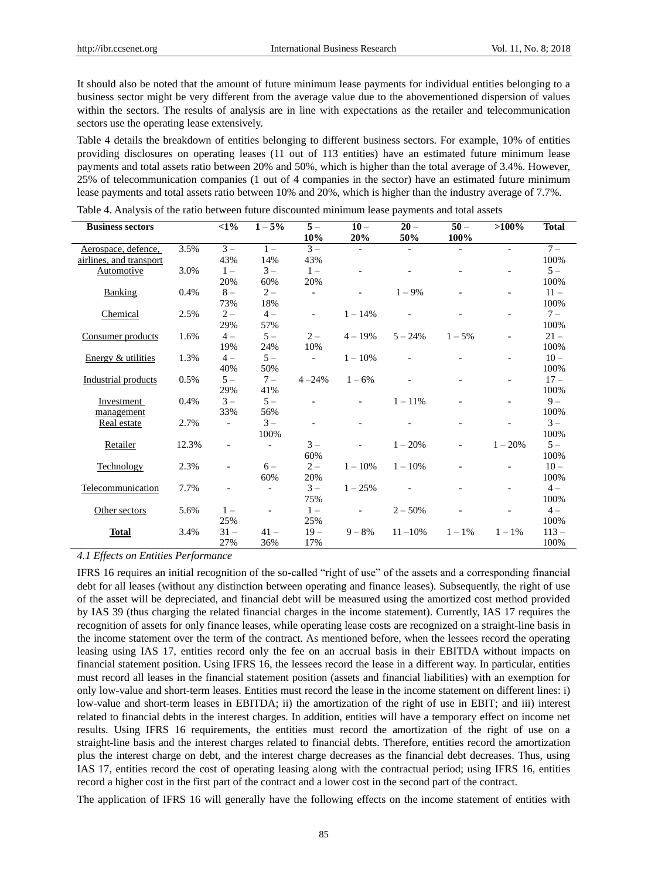It should also be noted that the amount of future minimum lease payments for individual entities belonging to a business sector might be very different from the average value due to the abovementioned dispersion of values within the sectors. The results of analysis are in line with expectations as the retailer and telecommunication sectors use the operating lease extensively.

Table 4 details the breakdown of entities belonging to different business sectors. For example, 10% of entities providing disclosures on operating leases (11 out of 113 entities) have an estimated future minimum lease payments and total assets ratio between 20% and 50%, which is higher than the total average of 3.4%. However, 25% of telecommunication companies (1 out of 4 companies in the sector) have an estimated future minimum lease payments and total assets ratio between 10% and 20%, which is higher than the industry average of 7.7%.

Table 4. Analysis of the ratio between future discounted minimum lease payments and total assets

| Business sectors | | <1% | 1 – 5% | 5 – 10% | 10 – 20% | 20 – 50% | 50 – 100% | >100% | Total |
|---|---|---|---|---|---|---|---|---|---|
| Aerospace, defence, airlines, and transport | 3.5% | 3 – 43% | 1 – 14% | 3 – 43% | - | - | - | - | 7 – 100% |
| Automotive | 3.0% | 1 – 20% | 3 – 60% | 1 – 20% | - | - | - | - | 5 – 100% |
| Banking | 0.4% | 8 – 73% | 2 – 18% | - | - | 1 – 9% | - | - | 11 – 100% |
| Chemical | 2.5% | 2 – 29% | 4 – 57% | - | 1 – 14% | - | - | - | 7 – 100% |
| Consumer products | 1.6% | 4 – 19% | 5 – 24% | 2 – 10% | 4 – 19% | 5 – 24% | 1 – 5% | - | 21 – 100% |
| Energy & utilities | 1.3% | 4 – 40% | 5 – 50% | - | 1 – 10% | - | - | - | 10 – 100% |
| Industrial products | 0.5% | 5 – 29% | 7 – 41% | 4 –24% | 1 – 6% | - | - | - | 17 – 100% |
| Investment management | 0.4% | 3 – 33% | 5 – 56% | - | - | 1 – 11% | - | - | 9 – 100% |
| Real estate | 2.7% | - | 3 – 100% | - | - | - | - | - | 3 – 100% |
| Retailer | 12.3% | - | - | 3 – 60% | - | 1 – 20% | - | 1 – 20% | 5 – 100% |
| Technology | 2.3% | - | 6 – 60% | 2 – 20% | 1 – 10% | 1 – 10% | - | - | 10 – 100% |
| Telecommunication | 7.7% | - | - | 3 – 75% | 1 – 25% | - | - | - | 4 – 100% |
| Other sectors | 5.6% | 1 – 25% | - | 1 – 25% | - | 2 – 50% | - | - | 4 – 100% |
| **Total** | 3.4% | 31 – 27% | 41 – 36% | 19 – 17% | 9 – 8% | 11 –10% | 1 – 1% | 1 – 1% | 113 – 100% |

*4.1 Effects on Entities Performance*

IFRS 16 requires an initial recognition of the so-called "right of use" of the assets and a corresponding financial debt for all leases (without any distinction between operating and finance leases). Subsequently, the right of use of the asset will be depreciated, and financial debt will be measured using the amortized cost method provided by IAS 39 (thus charging the related financial charges in the income statement). Currently, IAS 17 requires the recognition of assets for only finance leases, while operating lease costs are recognized on a straight-line basis in the income statement over the term of the contract. As mentioned before, when the lessees record the operating leasing using IAS 17, entities record only the fee on an accrual basis in their EBITDA without impacts on financial statement position. Using IFRS 16, the lessees record the lease in a different way. In particular, entities must record all leases in the financial statement position (assets and financial liabilities) with an exemption for only low-value and short-term leases. Entities must record the lease in the income statement on different lines: i) low-value and short-term leases in EBITDA; ii) the amortization of the right of use in EBIT; and iii) interest related to financial debts in the interest charges. In addition, entities will have a temporary effect on income net results. Using IFRS 16 requirements, the entities must record the amortization of the right of use on a straight-line basis and the interest charges related to financial debts. Therefore, entities record the amortization plus the interest charge on debt, and the interest charge decreases as the financial debt decreases. Thus, using IAS 17, entities record the cost of operating leasing along with the contractual period; using IFRS 16, entities record a higher cost in the first part of the contract and a lower cost in the second part of the contract.

The application of IFRS 16 will generally have the following effects on the income statement of entities with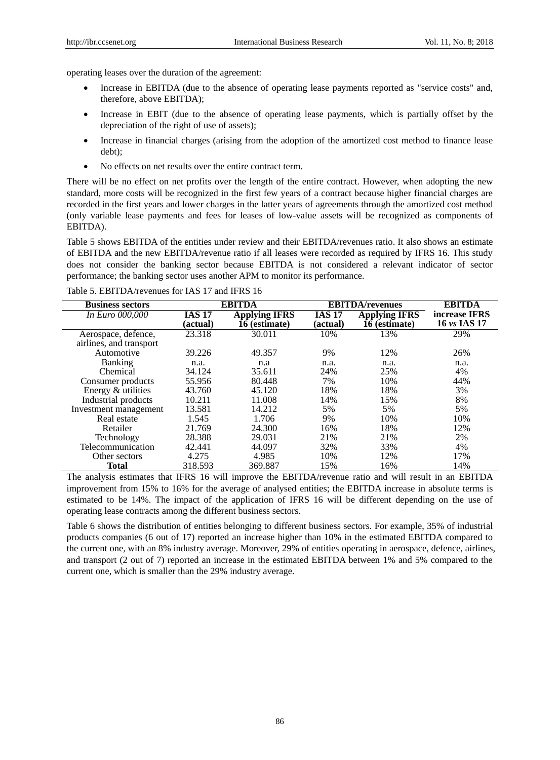operating leases over the duration of the agreement:

- Increase in EBITDA (due to the absence of operating lease payments reported as "service costs" and, therefore, above EBITDA);
- Increase in EBIT (due to the absence of operating lease payments, which is partially offset by the depreciation of the right of use of assets);
- Increase in financial charges (arising from the adoption of the amortized cost method to finance lease debt);
- No effects on net results over the entire contract term.

There will be no effect on net profits over the length of the entire contract. However, when adopting the new standard, more costs will be recognized in the first few years of a contract because higher financial charges are recorded in the first years and lower charges in the latter years of agreements through the amortized cost method (only variable lease payments and fees for leases of low-value assets will be recognized as components of EBITDA).

Table 5 shows EBITDA of the entities under review and their EBITDA/revenues ratio. It also shows an estimate of EBITDA and the new EBITDA/revenue ratio if all leases were recorded as required by IFRS 16. This study does not consider the banking sector because EBITDA is not considered a relevant indicator of sector performance; the banking sector uses another APM to monitor its performance.

Table 5. EBITDA/revenues for IAS 17 and IFRS 16

| **Business sectors** | **EBITDA** | | **EBITDA/revenues** | | **EBITDA** |
|---|---|---|---|---|---|
| *In Euro 000,000* | **IAS 17 (actual)** | **Applying IFRS 16 (estimate)** | **IAS 17 (actual)** | **Applying IFRS 16 (estimate)** | **increase IFRS 16 *vs* IAS 17** |
| Aerospace, defence, airlines, and transport | 23.318 | 30.011 | 10% | 13% | 29% |
| Automotive | 39.226 | 49.357 | 9% | 12% | 26% |
| Banking | n.a. | n.a | n.a. | n.a. | n.a. |
| Chemical | 34.124 | 35.611 | 24% | 25% | 4% |
| Consumer products | 55.956 | 80.448 | 7% | 10% | 44% |
| Energy & utilities | 43.760 | 45.120 | 18% | 18% | 3% |
| Industrial products | 10.211 | 11.008 | 14% | 15% | 8% |
| Investment management | 13.581 | 14.212 | 5% | 5% | 5% |
| Real estate | 1.545 | 1.706 | 9% | 10% | 10% |
| Retailer | 21.769 | 24.300 | 16% | 18% | 12% |
| Technology | 28.388 | 29.031 | 21% | 21% | 2% |
| Telecommunication | 42.441 | 44.097 | 32% | 33% | 4% |
| Other sectors | 4.275 | 4.985 | 10% | 12% | 17% |
| **Total** | 318.593 | 369.887 | 15% | 16% | 14% |

The analysis estimates that IFRS 16 will improve the EBITDA/revenue ratio and will result in an EBITDA improvement from 15% to 16% for the average of analysed entities; the EBITDA increase in absolute terms is estimated to be 14%. The impact of the application of IFRS 16 will be different depending on the use of operating lease contracts among the different business sectors.

Table 6 shows the distribution of entities belonging to different business sectors. For example, 35% of industrial products companies (6 out of 17) reported an increase higher than 10% in the estimated EBITDA compared to the current one, with an 8% industry average. Moreover, 29% of entities operating in aerospace, defence, airlines, and transport (2 out of 7) reported an increase in the estimated EBITDA between 1% and 5% compared to the current one, which is smaller than the 29% industry average.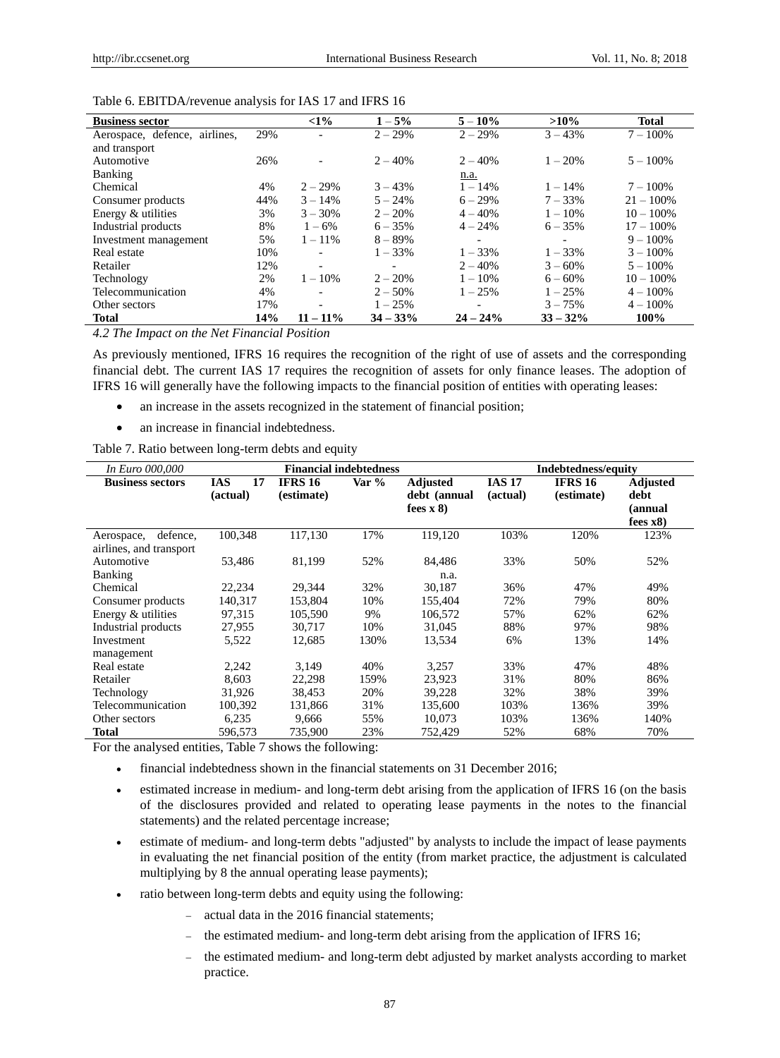Table 6. EBITDA/revenue analysis for IAS 17 and IFRS 16

| Business sector | | <1% | 1 – 5% | 5 – 10% | >10% | Total |
|---|---|---|---|---|---|---|
| Aerospace, defence, airlines, and transport | 29% | - | 2 – 29% | 2 – 29% | 3 – 43% | 7 – 100% |
| Automotive | 26% | - | 2 – 40% | 2 – 40% | 1 – 20% | 5 – 100% |
| Banking | | | | n.a. | | |
| Chemical | 4% | 2 – 29% | 3 – 43% | 1 – 14% | 1 – 14% | 7 – 100% |
| Consumer products | 44% | 3 – 14% | 5 – 24% | 6 – 29% | 7 – 33% | 21 – 100% |
| Energy & utilities | 3% | 3 – 30% | 2 – 20% | 4 – 40% | 1 – 10% | 10 – 100% |
| Industrial products | 8% | 1 – 6% | 6 – 35% | 4 – 24% | 6 – 35% | 17 – 100% |
| Investment management | 5% | 1 – 11% | 8 – 89% | - | - | 9 – 100% |
| Real estate | 10% | - | 1 – 33% | 1 – 33% | 1 – 33% | 3 – 100% |
| Retailer | 12% | - | - | 2 – 40% | 3 – 60% | 5 – 100% |
| Technology | 2% | 1 – 10% | 2 – 20% | 1 – 10% | 6 – 60% | 10 – 100% |
| Telecommunication | 4% | - | 2 – 50% | 1 – 25% | 1 – 25% | 4 – 100% |
| Other sectors | 17% | - | 1 – 25% | - | 3 – 75% | 4 – 100% |
| **Total** | **14%** | **11 – 11%** | **34 – 33%** | **24 – 24%** | **33 – 32%** | **100%** |

*4.2 The Impact on the Net Financial Position*

As previously mentioned, IFRS 16 requires the recognition of the right of use of assets and the corresponding financial debt. The current IAS 17 requires the recognition of assets for only finance leases. The adoption of IFRS 16 will generally have the following impacts to the financial position of entities with operating leases:

- an increase in the assets recognized in the statement of financial position;
- an increase in financial indebtedness.

Table 7. Ratio between long-term debts and equity

| *In Euro 000,000* | Financial indebtedness | | | | Indebtedness/equity | | |
|---|---|---|---|---|---|---|---|
| **Business sectors** | **IAS 17 (actual)** | **IFRS 16 (estimate)** | **Var %** | **Adjusted debt (annual fees x 8)** | **IAS 17 (actual)** | **IFRS 16 (estimate)** | **Adjusted debt (annual fees x8)** |
| Aerospace, defence, airlines, and transport | 100,348 | 117,130 | 17% | 119,120 | 103% | 120% | 123% |
| Automotive | 53,486 | 81,199 | 52% | 84,486 | 33% | 50% | 52% |
| Banking | | | | n.a. | | | |
| Chemical | 22,234 | 29,344 | 32% | 30,187 | 36% | 47% | 49% |
| Consumer products | 140,317 | 153,804 | 10% | 155,404 | 72% | 79% | 80% |
| Energy & utilities | 97,315 | 105,590 | 9% | 106,572 | 57% | 62% | 62% |
| Industrial products | 27,955 | 30,717 | 10% | 31,045 | 88% | 97% | 98% |
| Investment management | 5,522 | 12,685 | 130% | 13,534 | 6% | 13% | 14% |
| Real estate | 2,242 | 3,149 | 40% | 3,257 | 33% | 47% | 48% |
| Retailer | 8,603 | 22,298 | 159% | 23,923 | 31% | 80% | 86% |
| Technology | 31,926 | 38,453 | 20% | 39,228 | 32% | 38% | 39% |
| Telecommunication | 100,392 | 131,866 | 31% | 135,600 | 103% | 136% | 39% |
| Other sectors | 6,235 | 9,666 | 55% | 10,073 | 103% | 136% | 140% |
| **Total** | 596,573 | 735,900 | 23% | 752,429 | 52% | 68% | 70% |

For the analysed entities, Table 7 shows the following:

- financial indebtedness shown in the financial statements on 31 December 2016;
- estimated increase in medium- and long-term debt arising from the application of IFRS 16 (on the basis of the disclosures provided and related to operating lease payments in the notes to the financial statements) and the related percentage increase;
- estimate of medium- and long-term debts "adjusted" by analysts to include the impact of lease payments in evaluating the net financial position of the entity (from market practice, the adjustment is calculated multiplying by 8 the annual operating lease payments);
- ratio between long-term debts and equity using the following:
  - actual data in the 2016 financial statements;
  - the estimated medium- and long-term debt arising from the application of IFRS 16;
  - the estimated medium- and long-term debt adjusted by market analysts according to market practice.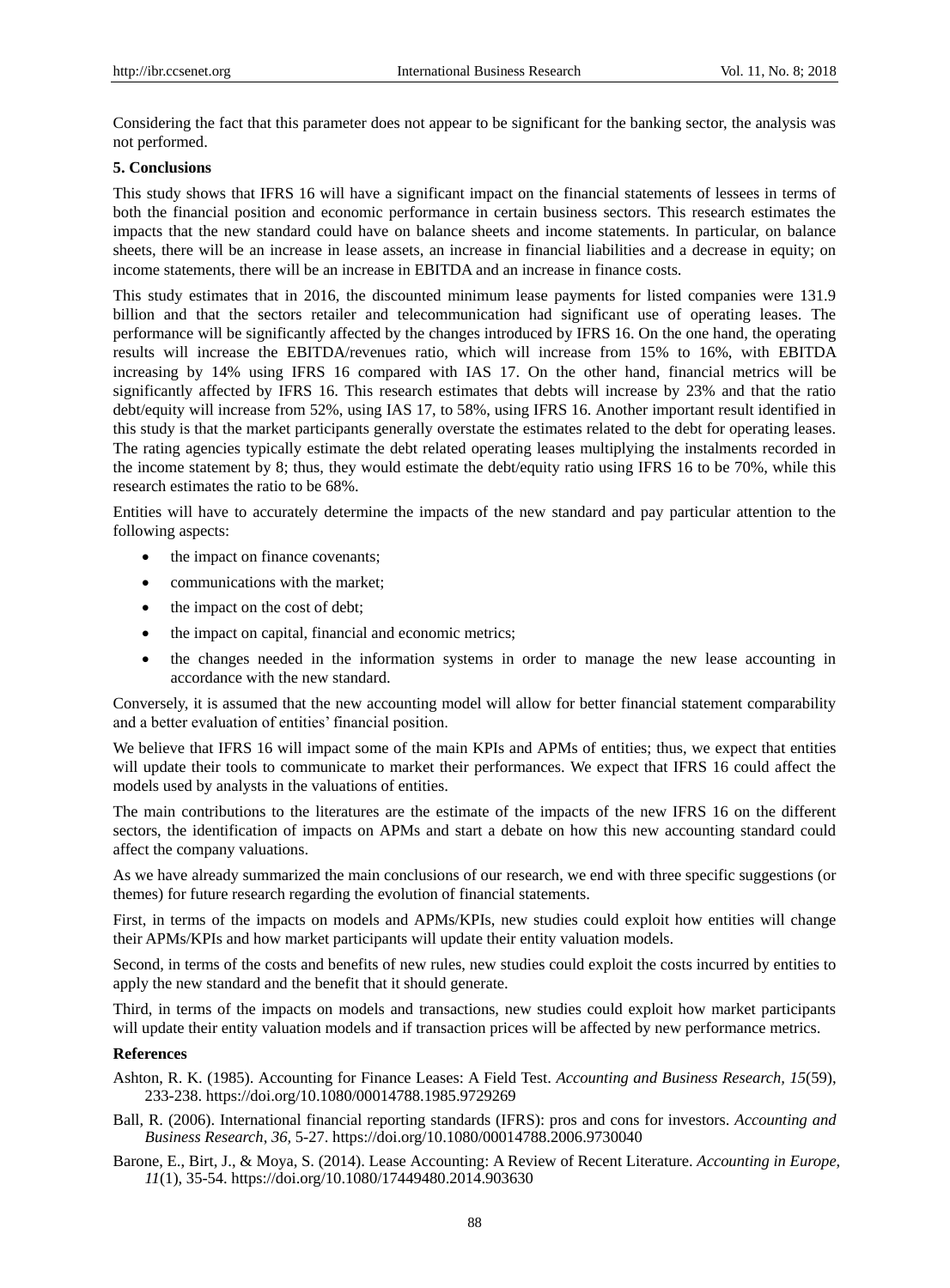Considering the fact that this parameter does not appear to be significant for the banking sector, the analysis was not performed.

## 5. Conclusions

This study shows that IFRS 16 will have a significant impact on the financial statements of lessees in terms of both the financial position and economic performance in certain business sectors. This research estimates the impacts that the new standard could have on balance sheets and income statements. In particular, on balance sheets, there will be an increase in lease assets, an increase in financial liabilities and a decrease in equity; on income statements, there will be an increase in EBITDA and an increase in finance costs.

This study estimates that in 2016, the discounted minimum lease payments for listed companies were 131.9 billion and that the sectors retailer and telecommunication had significant use of operating leases. The performance will be significantly affected by the changes introduced by IFRS 16. On the one hand, the operating results will increase the EBITDA/revenues ratio, which will increase from 15% to 16%, with EBITDA increasing by 14% using IFRS 16 compared with IAS 17. On the other hand, financial metrics will be significantly affected by IFRS 16. This research estimates that debts will increase by 23% and that the ratio debt/equity will increase from 52%, using IAS 17, to 58%, using IFRS 16. Another important result identified in this study is that the market participants generally overstate the estimates related to the debt for operating leases. The rating agencies typically estimate the debt related operating leases multiplying the instalments recorded in the income statement by 8; thus, they would estimate the debt/equity ratio using IFRS 16 to be 70%, while this research estimates the ratio to be 68%.

Entities will have to accurately determine the impacts of the new standard and pay particular attention to the following aspects:

- the impact on finance covenants;
- communications with the market;
- the impact on the cost of debt;
- the impact on capital, financial and economic metrics;
- the changes needed in the information systems in order to manage the new lease accounting in accordance with the new standard.

Conversely, it is assumed that the new accounting model will allow for better financial statement comparability and a better evaluation of entities' financial position.

We believe that IFRS 16 will impact some of the main KPIs and APMs of entities; thus, we expect that entities will update their tools to communicate to market their performances. We expect that IFRS 16 could affect the models used by analysts in the valuations of entities.

The main contributions to the literatures are the estimate of the impacts of the new IFRS 16 on the different sectors, the identification of impacts on APMs and start a debate on how this new accounting standard could affect the company valuations.

As we have already summarized the main conclusions of our research, we end with three specific suggestions (or themes) for future research regarding the evolution of financial statements.

First, in terms of the impacts on models and APMs/KPIs, new studies could exploit how entities will change their APMs/KPIs and how market participants will update their entity valuation models.

Second, in terms of the costs and benefits of new rules, new studies could exploit the costs incurred by entities to apply the new standard and the benefit that it should generate.

Third, in terms of the impacts on models and transactions, new studies could exploit how market participants will update their entity valuation models and if transaction prices will be affected by new performance metrics.

## References

Ashton, R. K. (1985). Accounting for Finance Leases: A Field Test. *Accounting and Business Research, 15*(59), 233-238. https://doi.org/10.1080/00014788.1985.9729269

Ball, R. (2006). International financial reporting standards (IFRS): pros and cons for investors. *Accounting and Business Research, 36*, 5-27. https://doi.org/10.1080/00014788.2006.9730040

Barone, E., Birt, J., & Moya, S. (2014). Lease Accounting: A Review of Recent Literature. *Accounting in Europe, 11*(1), 35-54. https://doi.org/10.1080/17449480.2014.903630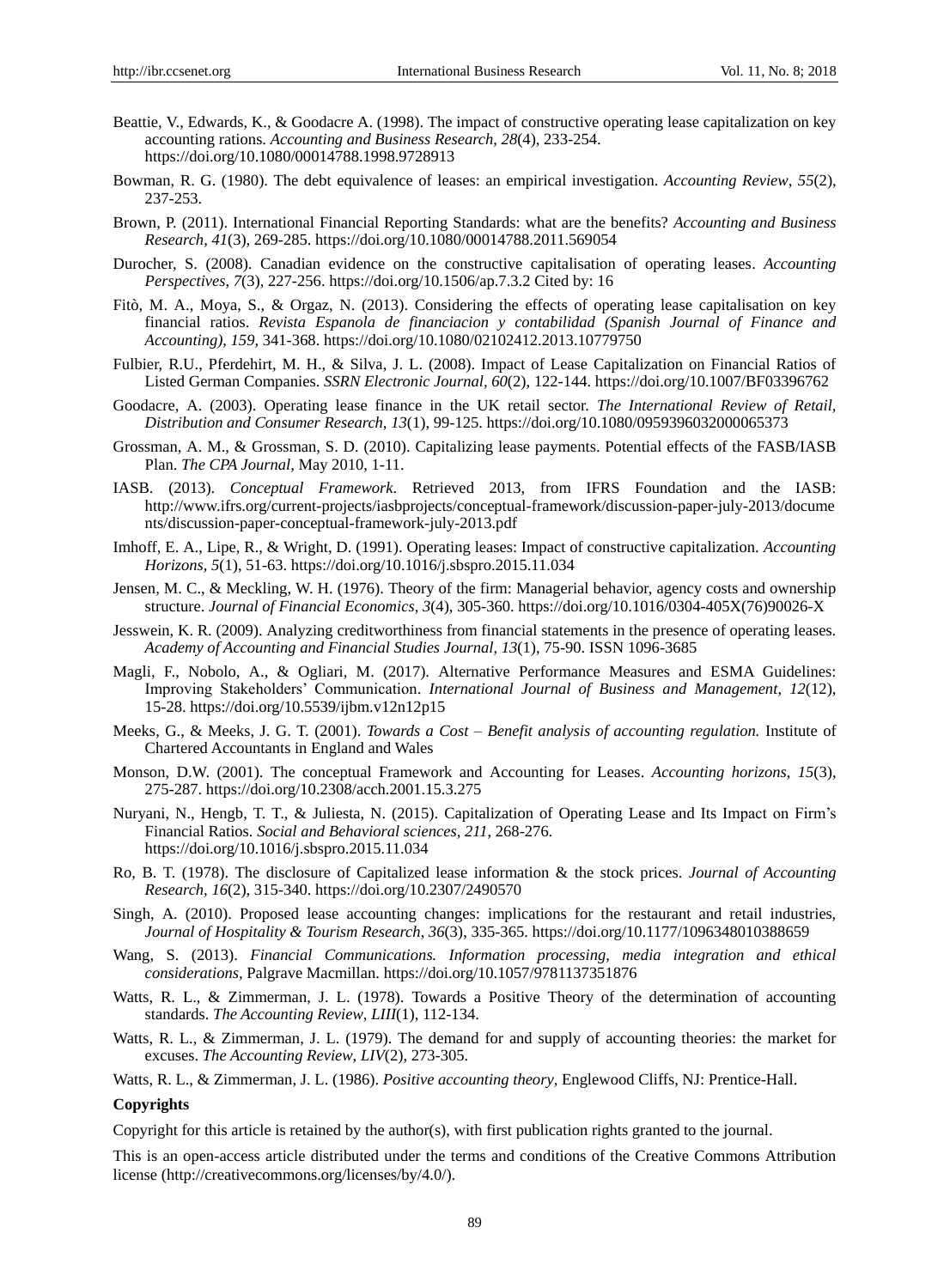Beattie, V., Edwards, K., & Goodacre A. (1998). The impact of constructive operating lease capitalization on key accounting rations. *Accounting and Business Research, 28*(4), 233-254. https://doi.org/10.1080/00014788.1998.9728913

Bowman, R. G. (1980). The debt equivalence of leases: an empirical investigation. *Accounting Review, 55*(2), 237-253.

Brown, P. (2011). International Financial Reporting Standards: what are the benefits? *Accounting and Business Research, 41*(3), 269-285. https://doi.org/10.1080/00014788.2011.569054

Durocher, S. (2008). Canadian evidence on the constructive capitalisation of operating leases. *Accounting Perspectives, 7*(3), 227-256. https://doi.org/10.1506/ap.7.3.2 Cited by: 16

Fitò, M. A., Moya, S., & Orgaz, N. (2013). Considering the effects of operating lease capitalisation on key financial ratios. *Revista Espanola de financiacion y contabilidad (Spanish Journal of Finance and Accounting), 159,* 341-368. https://doi.org/10.1080/02102412.2013.10779750

Fulbier, R.U., Pferdehirt, M. H., & Silva, J. L. (2008). Impact of Lease Capitalization on Financial Ratios of Listed German Companies. *SSRN Electronic Journal, 60*(2), 122-144. https://doi.org/10.1007/BF03396762

Goodacre, A. (2003). Operating lease finance in the UK retail sector. *The International Review of Retail, Distribution and Consumer Research, 13*(1), 99-125. https://doi.org/10.1080/0959396032000065373

Grossman, A. M., & Grossman, S. D. (2010). Capitalizing lease payments. Potential effects of the FASB/IASB Plan. *The CPA Journal,* May 2010, 1-11.

IASB. (2013). *Conceptual Framework*. Retrieved 2013, from IFRS Foundation and the IASB: http://www.ifrs.org/current-projects/iasbprojects/conceptual-framework/discussion-paper-july-2013/documents/discussion-paper-conceptual-framework-july-2013.pdf

Imhoff, E. A., Lipe, R., & Wright, D. (1991). Operating leases: Impact of constructive capitalization. *Accounting Horizons, 5*(1), 51-63. https://doi.org/10.1016/j.sbspro.2015.11.034

Jensen, M. C., & Meckling, W. H. (1976). Theory of the firm: Managerial behavior, agency costs and ownership structure. *Journal of Financial Economics, 3*(4), 305-360. https://doi.org/10.1016/0304-405X(76)90026-X

Jesswein, K. R. (2009). Analyzing creditworthiness from financial statements in the presence of operating leases. *Academy of Accounting and Financial Studies Journal, 13*(1), 75-90. ISSN 1096-3685

Magli, F., Nobolo, A., & Ogliari, M. (2017). Alternative Performance Measures and ESMA Guidelines: Improving Stakeholders' Communication. *International Journal of Business and Management, 12*(12), 15-28. https://doi.org/10.5539/ijbm.v12n12p15

Meeks, G., & Meeks, J. G. T. (2001). *Towards a Cost – Benefit analysis of accounting regulation.* Institute of Chartered Accountants in England and Wales

Monson, D.W. (2001). The conceptual Framework and Accounting for Leases. *Accounting horizons, 15*(3), 275-287. https://doi.org/10.2308/acch.2001.15.3.275

Nuryani, N., Hengb, T. T., & Juliesta, N. (2015). Capitalization of Operating Lease and Its Impact on Firm's Financial Ratios. *Social and Behavioral sciences, 211,* 268-276. https://doi.org/10.1016/j.sbspro.2015.11.034

Ro, B. T. (1978). The disclosure of Capitalized lease information & the stock prices. *Journal of Accounting Research, 16*(2), 315-340. https://doi.org/10.2307/2490570

Singh, A. (2010). Proposed lease accounting changes: implications for the restaurant and retail industries, *Journal of Hospitality & Tourism Research, 36*(3), 335-365. https://doi.org/10.1177/1096348010388659

Wang, S. (2013). *Financial Communications. Information processing, media integration and ethical considerations,* Palgrave Macmillan. https://doi.org/10.1057/9781137351876

Watts, R. L., & Zimmerman, J. L. (1978). Towards a Positive Theory of the determination of accounting standards. *The Accounting Review, LIII*(1), 112-134.

Watts, R. L., & Zimmerman, J. L. (1979). The demand for and supply of accounting theories: the market for excuses. *The Accounting Review, LIV*(2), 273-305.

Watts, R. L., & Zimmerman, J. L. (1986). *Positive accounting theory,* Englewood Cliffs, NJ: Prentice-Hall.

**Copyrights**

Copyright for this article is retained by the author(s), with first publication rights granted to the journal.

This is an open-access article distributed under the terms and conditions of the Creative Commons Attribution license (http://creativecommons.org/licenses/by/4.0/).